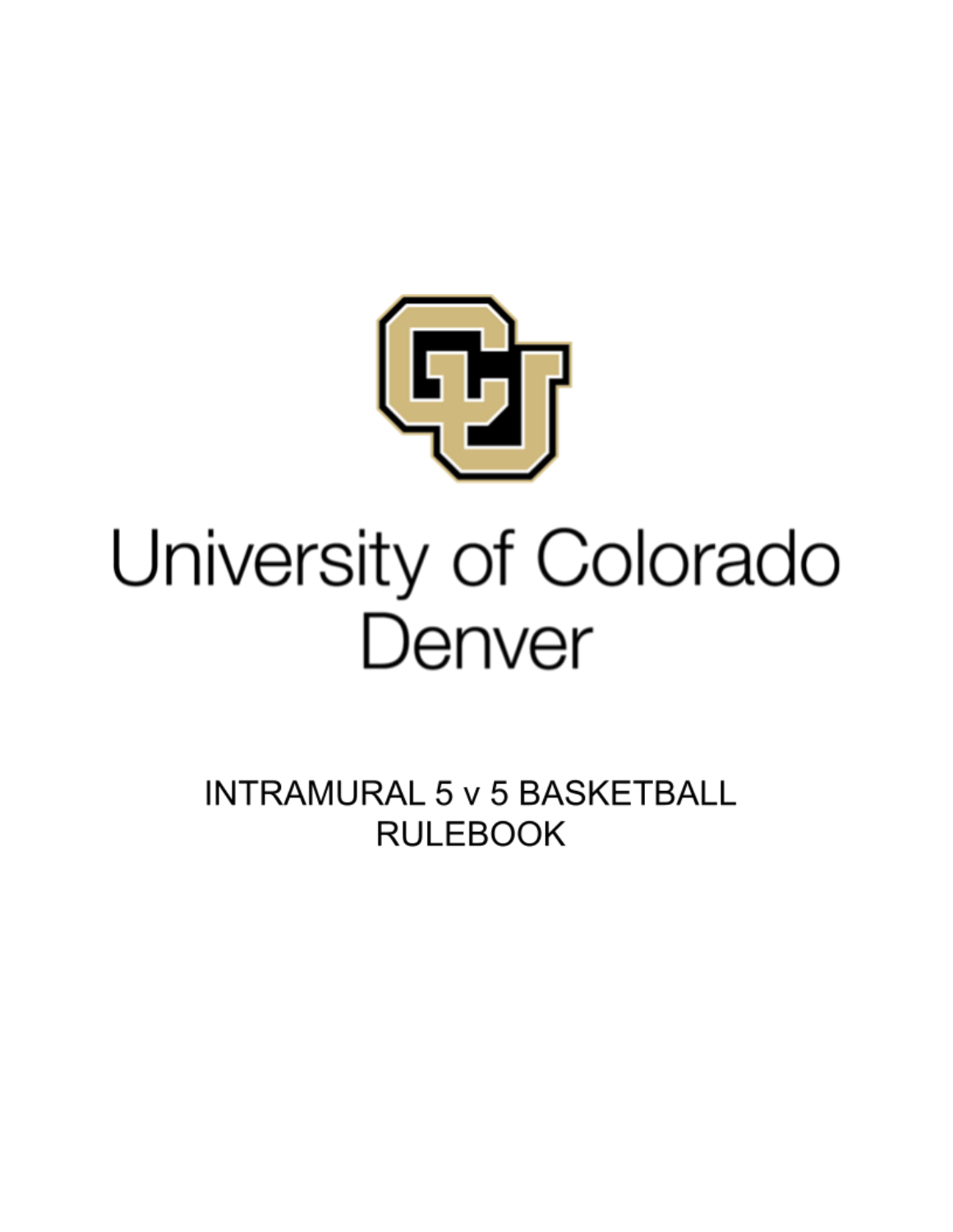University of Colorado
Denver

# INTRAMURAL 5 v 5 BASKETBALL RULEBOOK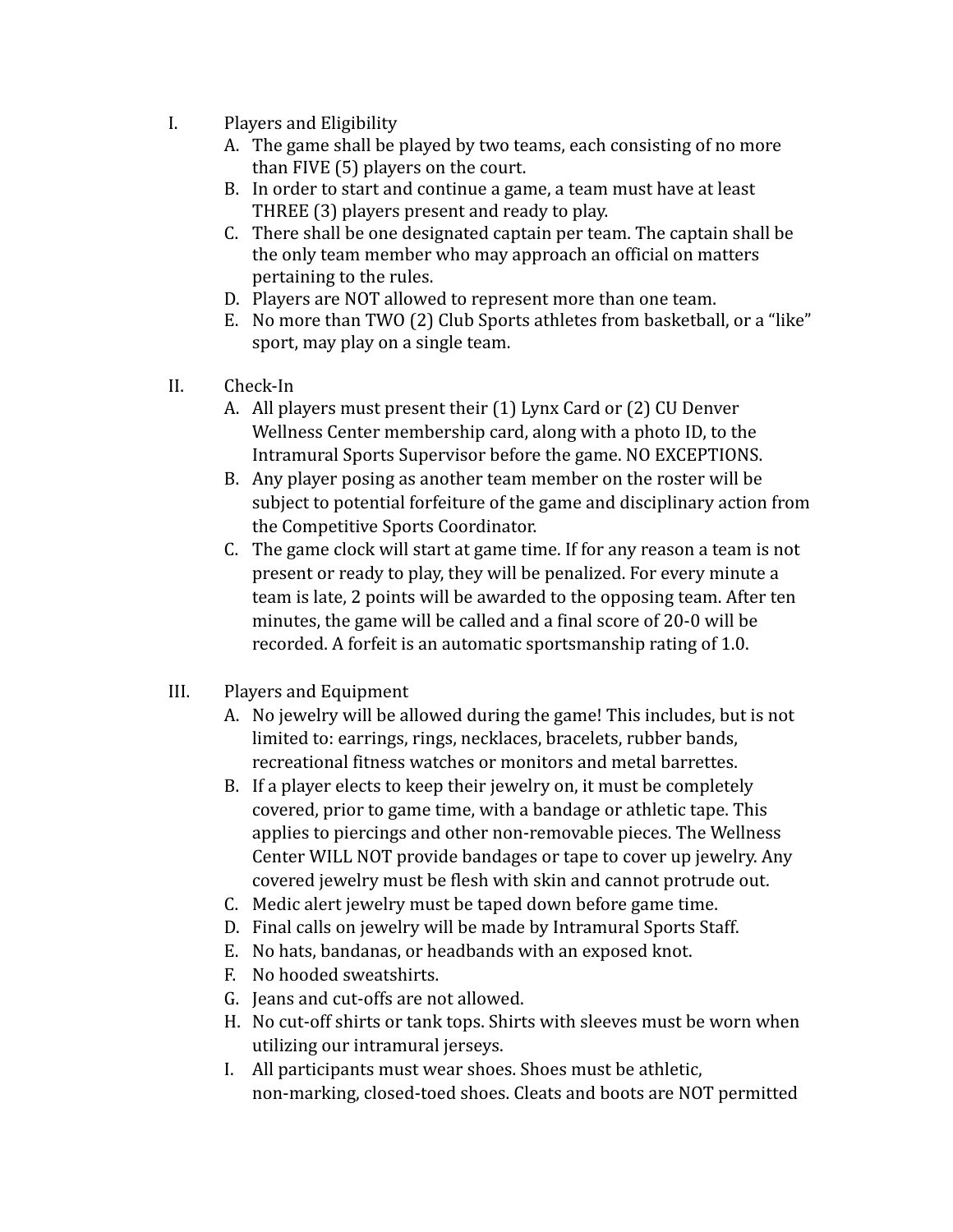I. Players and Eligibility
   A. The game shall be played by two teams, each consisting of no more than FIVE (5) players on the court.
   B. In order to start and continue a game, a team must have at least THREE (3) players present and ready to play.
   C. There shall be one designated captain per team. The captain shall be the only team member who may approach an official on matters pertaining to the rules.
   D. Players are NOT allowed to represent more than one team.
   E. No more than TWO (2) Club Sports athletes from basketball, or a "like" sport, may play on a single team.

II. Check-In
   A. All players must present their (1) Lynx Card or (2) CU Denver Wellness Center membership card, along with a photo ID, to the Intramural Sports Supervisor before the game. NO EXCEPTIONS.
   B. Any player posing as another team member on the roster will be subject to potential forfeiture of the game and disciplinary action from the Competitive Sports Coordinator.
   C. The game clock will start at game time. If for any reason a team is not present or ready to play, they will be penalized. For every minute a team is late, 2 points will be awarded to the opposing team. After ten minutes, the game will be called and a final score of 20-0 will be recorded. A forfeit is an automatic sportsmanship rating of 1.0.

III. Players and Equipment
   A. No jewelry will be allowed during the game! This includes, but is not limited to: earrings, rings, necklaces, bracelets, rubber bands, recreational fitness watches or monitors and metal barrettes.
   B. If a player elects to keep their jewelry on, it must be completely covered, prior to game time, with a bandage or athletic tape. This applies to piercings and other non-removable pieces. The Wellness Center WILL NOT provide bandages or tape to cover up jewelry. Any covered jewelry must be flesh with skin and cannot protrude out.
   C. Medic alert jewelry must be taped down before game time.
   D. Final calls on jewelry will be made by Intramural Sports Staff.
   E. No hats, bandanas, or headbands with an exposed knot.
   F. No hooded sweatshirts.
   G. Jeans and cut-offs are not allowed.
   H. No cut-off shirts or tank tops. Shirts with sleeves must be worn when utilizing our intramural jerseys.
   I. All participants must wear shoes. Shoes must be athletic, non-marking, closed-toed shoes. Cleats and boots are NOT permitted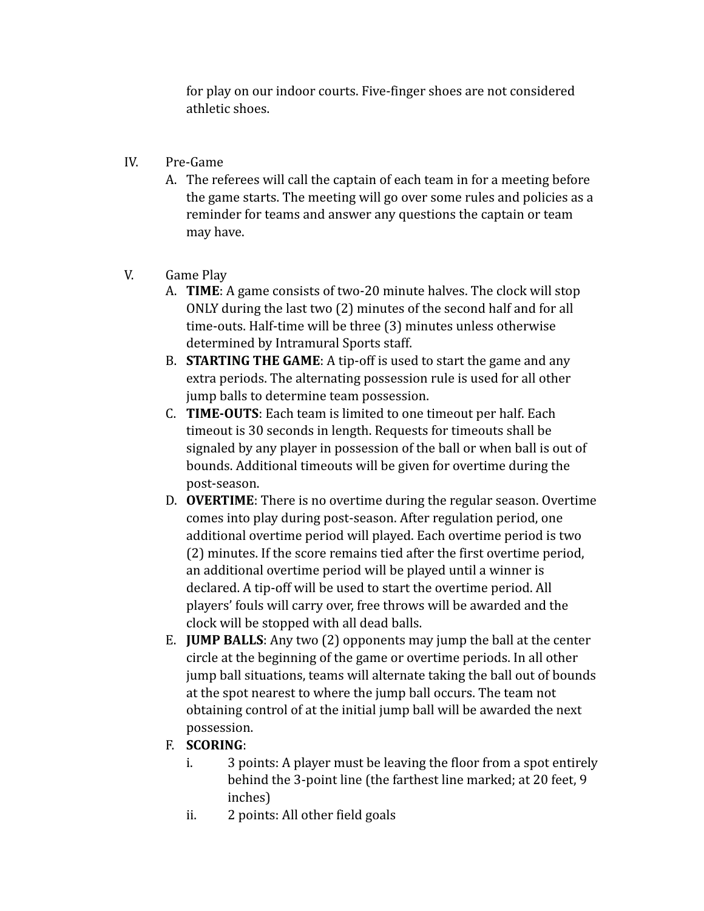for play on our indoor courts. Five-finger shoes are not considered athletic shoes.

IV. Pre-Game

A. The referees will call the captain of each team in for a meeting before the game starts. The meeting will go over some rules and policies as a reminder for teams and answer any questions the captain or team may have.

V. Game Play

A. **TIME**: A game consists of two-20 minute halves. The clock will stop ONLY during the last two (2) minutes of the second half and for all time-outs. Half-time will be three (3) minutes unless otherwise determined by Intramural Sports staff.

B. **STARTING THE GAME**: A tip-off is used to start the game and any extra periods. The alternating possession rule is used for all other jump balls to determine team possession.

C. **TIME-OUTS**: Each team is limited to one timeout per half. Each timeout is 30 seconds in length. Requests for timeouts shall be signaled by any player in possession of the ball or when ball is out of bounds. Additional timeouts will be given for overtime during the post-season.

D. **OVERTIME**: There is no overtime during the regular season. Overtime comes into play during post-season. After regulation period, one additional overtime period will played. Each overtime period is two (2) minutes. If the score remains tied after the first overtime period, an additional overtime period will be played until a winner is declared. A tip-off will be used to start the overtime period. All players' fouls will carry over, free throws will be awarded and the clock will be stopped with all dead balls.

E. **JUMP BALLS**: Any two (2) opponents may jump the ball at the center circle at the beginning of the game or overtime periods. In all other jump ball situations, teams will alternate taking the ball out of bounds at the spot nearest to where the jump ball occurs. The team not obtaining control of at the initial jump ball will be awarded the next possession.

F. **SCORING**:

   i. 3 points: A player must be leaving the floor from a spot entirely behind the 3-point line (the farthest line marked; at 20 feet, 9 inches)

   ii. 2 points: All other field goals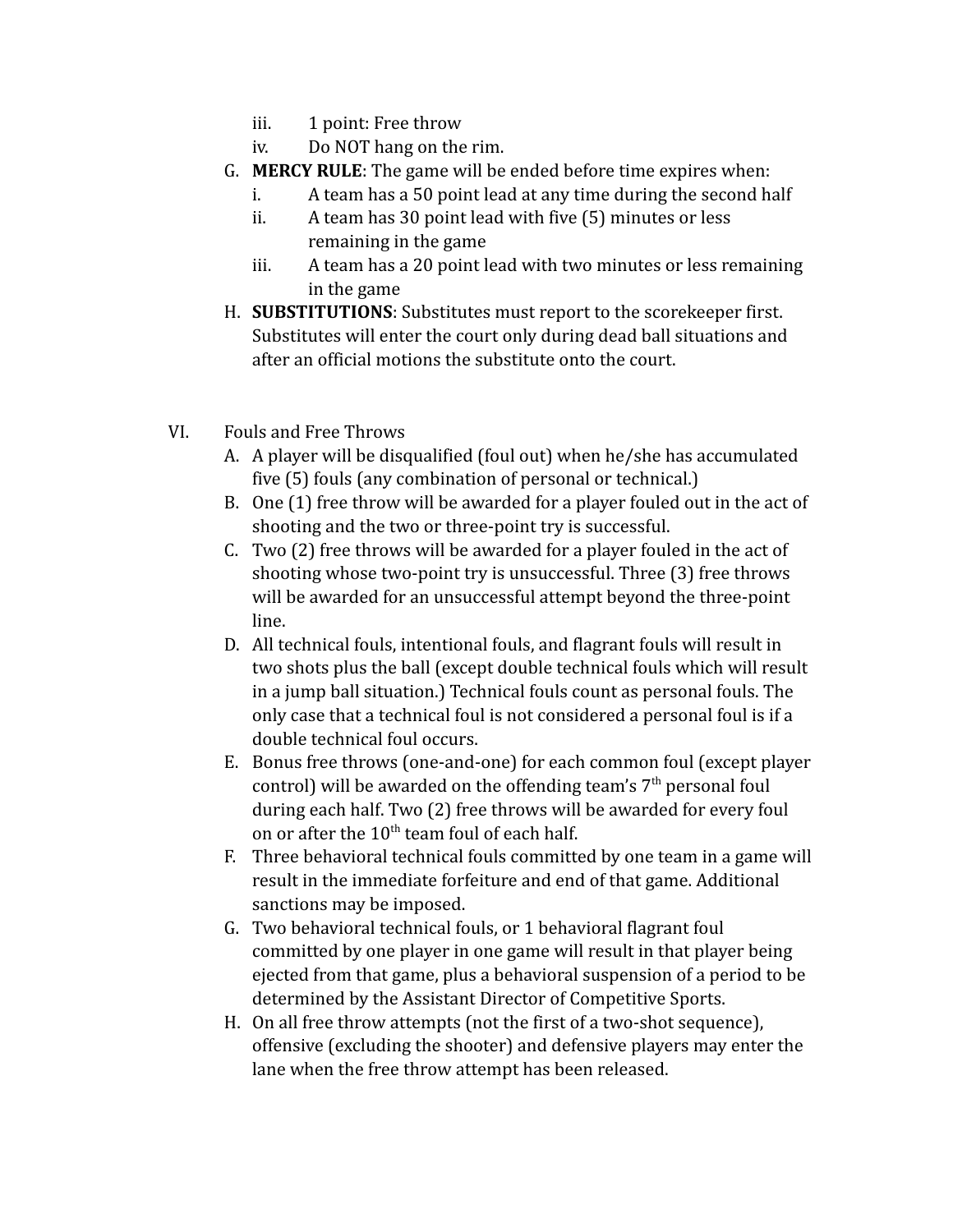iii. 1 point: Free throw
iv. Do NOT hang on the rim.

G. **MERCY RULE**: The game will be ended before time expires when:
   i. A team has a 50 point lead at any time during the second half
   ii. A team has 30 point lead with five (5) minutes or less remaining in the game
   iii. A team has a 20 point lead with two minutes or less remaining in the game

H. **SUBSTITUTIONS**: Substitutes must report to the scorekeeper first. Substitutes will enter the court only during dead ball situations and after an official motions the substitute onto the court.

VI. Fouls and Free Throws

A. A player will be disqualified (foul out) when he/she has accumulated five (5) fouls (any combination of personal or technical.)

B. One (1) free throw will be awarded for a player fouled out in the act of shooting and the two or three-point try is successful.

C. Two (2) free throws will be awarded for a player fouled in the act of shooting whose two-point try is unsuccessful. Three (3) free throws will be awarded for an unsuccessful attempt beyond the three-point line.

D. All technical fouls, intentional fouls, and flagrant fouls will result in two shots plus the ball (except double technical fouls which will result in a jump ball situation.) Technical fouls count as personal fouls. The only case that a technical foul is not considered a personal foul is if a double technical foul occurs.

E. Bonus free throws (one-and-one) for each common foul (except player control) will be awarded on the offending team's 7th personal foul during each half. Two (2) free throws will be awarded for every foul on or after the 10th team foul of each half.

F. Three behavioral technical fouls committed by one team in a game will result in the immediate forfeiture and end of that game. Additional sanctions may be imposed.

G. Two behavioral technical fouls, or 1 behavioral flagrant foul committed by one player in one game will result in that player being ejected from that game, plus a behavioral suspension of a period to be determined by the Assistant Director of Competitive Sports.

H. On all free throw attempts (not the first of a two-shot sequence), offensive (excluding the shooter) and defensive players may enter the lane when the free throw attempt has been released.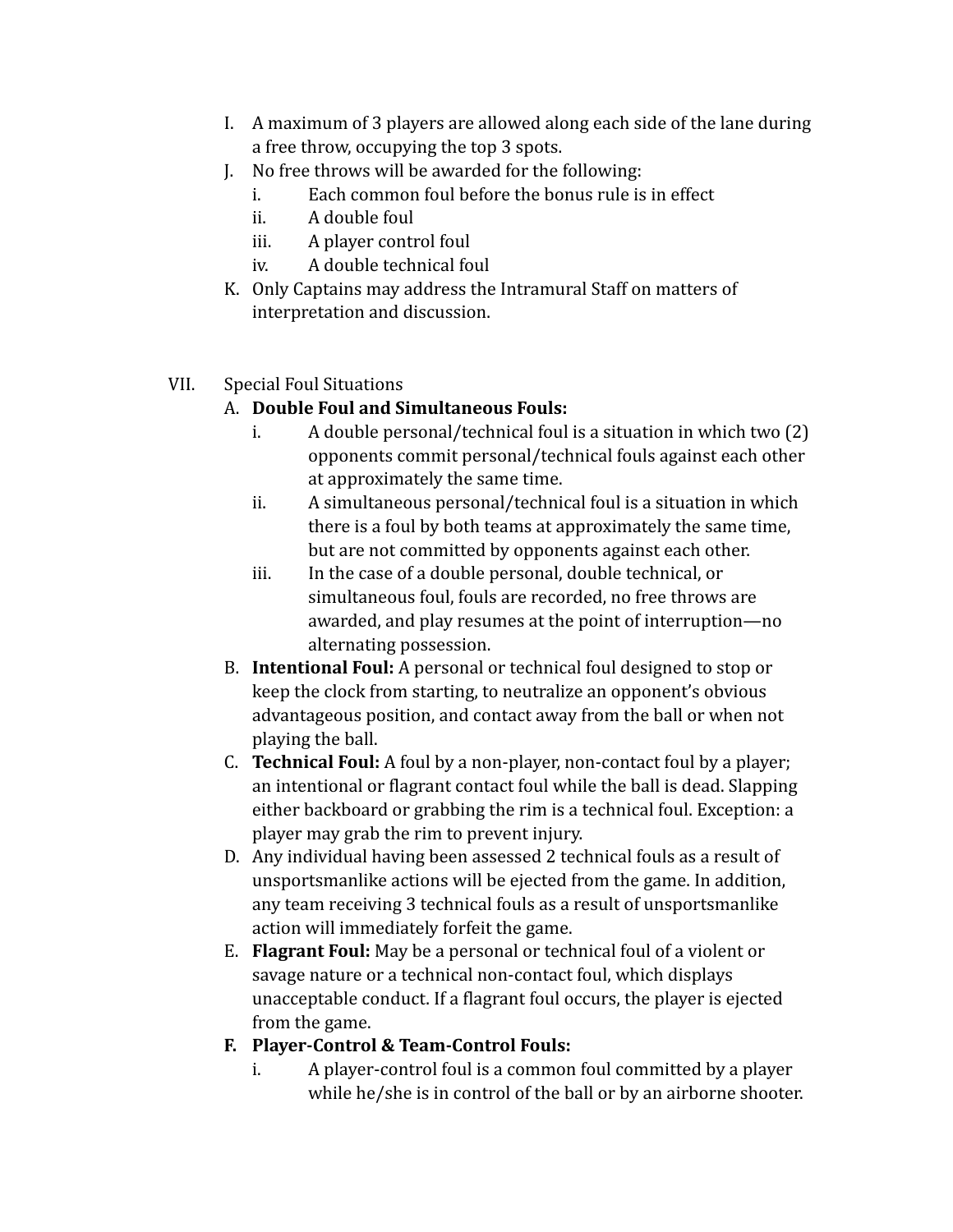I. A maximum of 3 players are allowed along each side of the lane during a free throw, occupying the top 3 spots.

J. No free throws will be awarded for the following:
   - i. Each common foul before the bonus rule is in effect
   - ii. A double foul
   - iii. A player control foul
   - iv. A double technical foul

K. Only Captains may address the Intramural Staff on matters of interpretation and discussion.

VII. Special Foul Situations

A. **Double Foul and Simultaneous Fouls:**
   - i. A double personal/technical foul is a situation in which two (2) opponents commit personal/technical fouls against each other at approximately the same time.
   - ii. A simultaneous personal/technical foul is a situation in which there is a foul by both teams at approximately the same time, but are not committed by opponents against each other.
   - iii. In the case of a double personal, double technical, or simultaneous foul, fouls are recorded, no free throws are awarded, and play resumes at the point of interruption—no alternating possession.

B. **Intentional Foul:** A personal or technical foul designed to stop or keep the clock from starting, to neutralize an opponent's obvious advantageous position, and contact away from the ball or when not playing the ball.

C. **Technical Foul:** A foul by a non-player, non-contact foul by a player; an intentional or flagrant contact foul while the ball is dead. Slapping either backboard or grabbing the rim is a technical foul. Exception: a player may grab the rim to prevent injury.

D. Any individual having been assessed 2 technical fouls as a result of unsportsmanlike actions will be ejected from the game. In addition, any team receiving 3 technical fouls as a result of unsportsmanlike action will immediately forfeit the game.

E. **Flagrant Foul:** May be a personal or technical foul of a violent or savage nature or a technical non-contact foul, which displays unacceptable conduct. If a flagrant foul occurs, the player is ejected from the game.

**F. Player-Control & Team-Control Fouls:**
   - i. A player-control foul is a common foul committed by a player while he/she is in control of the ball or by an airborne shooter.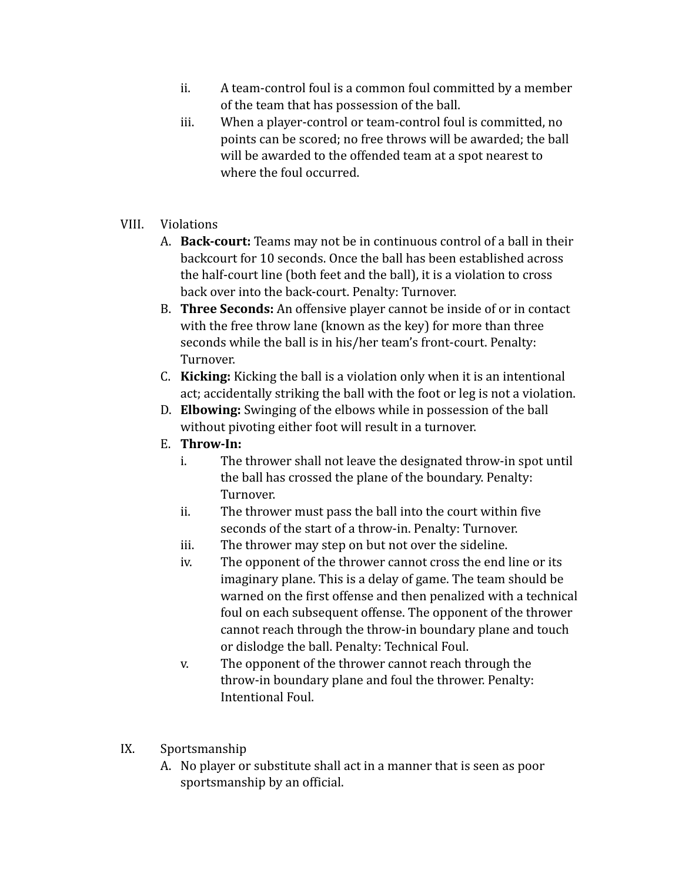ii. A team-control foul is a common foul committed by a member of the team that has possession of the ball.
   iii. When a player-control or team-control foul is committed, no points can be scored; no free throws will be awarded; the ball will be awarded to the offended team at a spot nearest to where the foul occurred.

VIII. Violations

   A. **Back-court:** Teams may not be in continuous control of a ball in their backcourt for 10 seconds. Once the ball has been established across the half-court line (both feet and the ball), it is a violation to cross back over into the back-court. Penalty: Turnover.
   B. **Three Seconds:** An offensive player cannot be inside of or in contact with the free throw lane (known as the key) for more than three seconds while the ball is in his/her team's front-court. Penalty: Turnover.
   C. **Kicking:** Kicking the ball is a violation only when it is an intentional act; accidentally striking the ball with the foot or leg is not a violation.
   D. **Elbowing:** Swinging of the elbows while in possession of the ball without pivoting either foot will result in a turnover.
   E. **Throw-In:**
      i. The thrower shall not leave the designated throw-in spot until the ball has crossed the plane of the boundary. Penalty: Turnover.
      ii. The thrower must pass the ball into the court within five seconds of the start of a throw-in. Penalty: Turnover.
      iii. The thrower may step on but not over the sideline.
      iv. The opponent of the thrower cannot cross the end line or its imaginary plane. This is a delay of game. The team should be warned on the first offense and then penalized with a technical foul on each subsequent offense. The opponent of the thrower cannot reach through the throw-in boundary plane and touch or dislodge the ball. Penalty: Technical Foul.
      v. The opponent of the thrower cannot reach through the throw-in boundary plane and foul the thrower. Penalty: Intentional Foul.

IX. Sportsmanship

   A. No player or substitute shall act in a manner that is seen as poor sportsmanship by an official.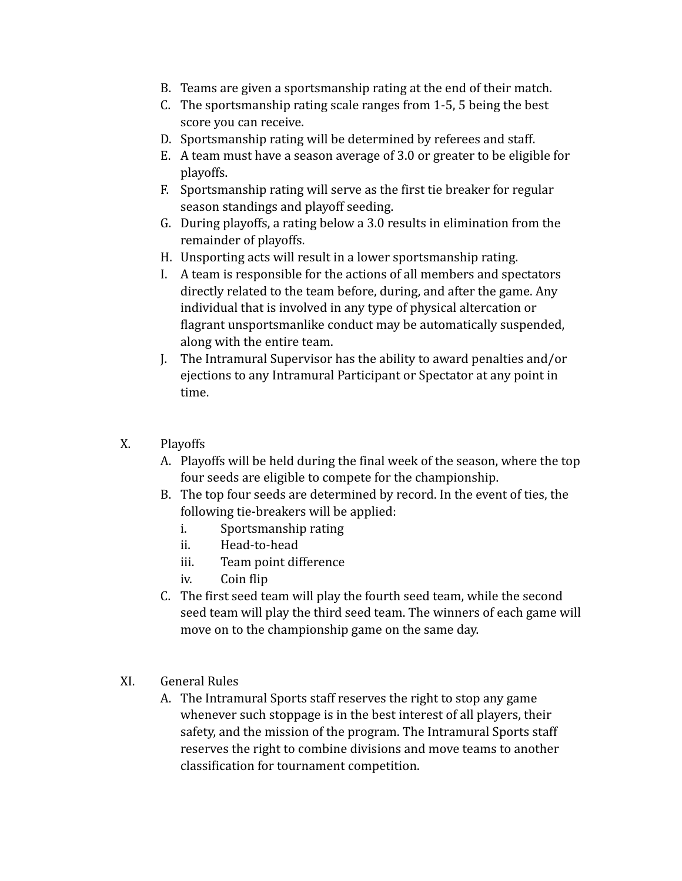B. Teams are given a sportsmanship rating at the end of their match.
C. The sportsmanship rating scale ranges from 1-5, 5 being the best score you can receive.
D. Sportsmanship rating will be determined by referees and staff.
E. A team must have a season average of 3.0 or greater to be eligible for playoffs.
F. Sportsmanship rating will serve as the first tie breaker for regular season standings and playoff seeding.
G. During playoffs, a rating below a 3.0 results in elimination from the remainder of playoffs.
H. Unsporting acts will result in a lower sportsmanship rating.
I. A team is responsible for the actions of all members and spectators directly related to the team before, during, and after the game. Any individual that is involved in any type of physical altercation or flagrant unsportsmanlike conduct may be automatically suspended, along with the entire team.
J. The Intramural Supervisor has the ability to award penalties and/or ejections to any Intramural Participant or Spectator at any point in time.

## X. Playoffs

A. Playoffs will be held during the final week of the season, where the top four seeds are eligible to compete for the championship.
B. The top four seeds are determined by record. In the event of ties, the following tie-breakers will be applied:
   i. Sportsmanship rating
   ii. Head-to-head
   iii. Team point difference
   iv. Coin flip
C. The first seed team will play the fourth seed team, while the second seed team will play the third seed team. The winners of each game will move on to the championship game on the same day.

## XI. General Rules

A. The Intramural Sports staff reserves the right to stop any game whenever such stoppage is in the best interest of all players, their safety, and the mission of the program. The Intramural Sports staff reserves the right to combine divisions and move teams to another classification for tournament competition.